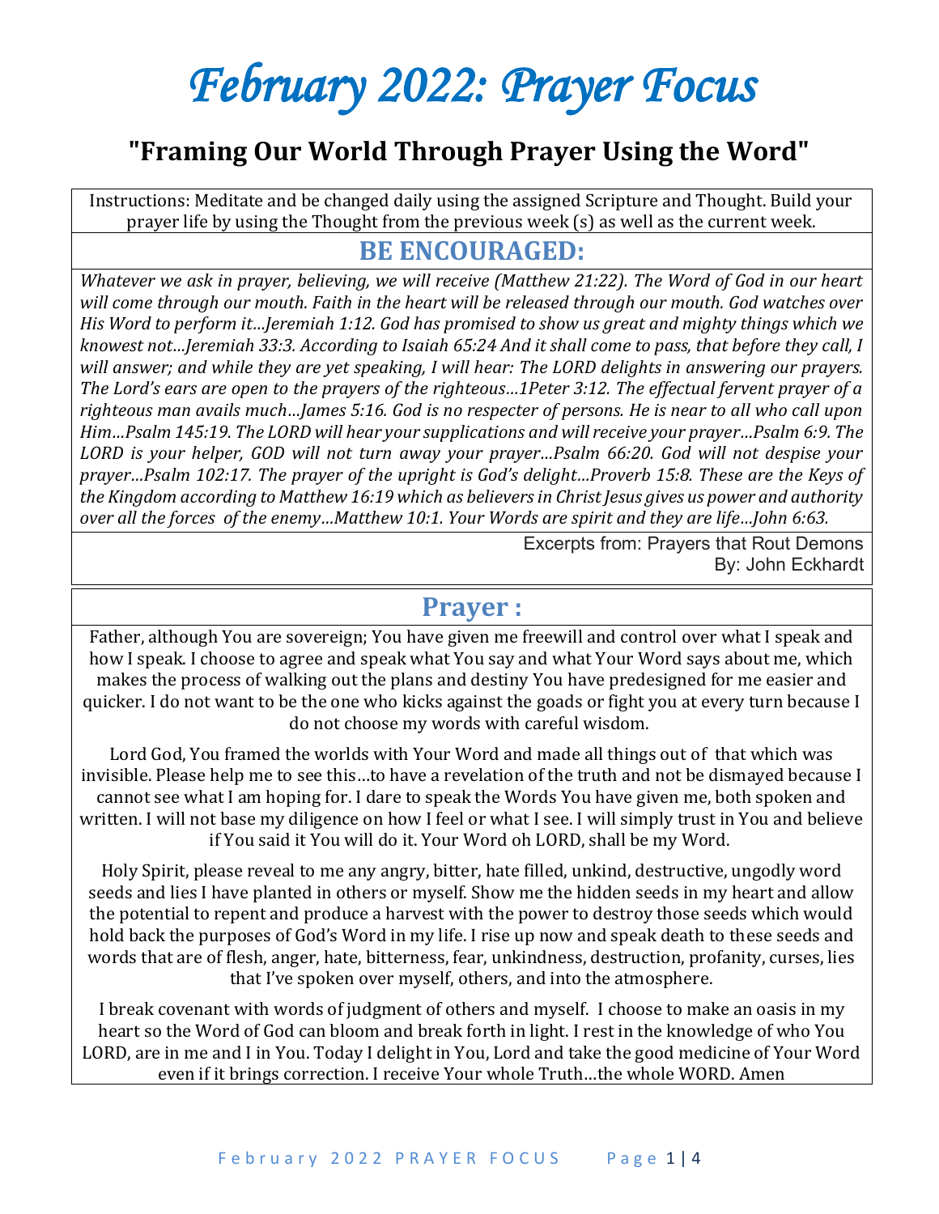# *February 2022: Prayer Focus*

## "Framing Our World Through Prayer Using the Word"

Instructions: Meditate and be changed daily using the assigned Scripture and Thought. Build your prayer life by using the Thought from the previous week (s) as well as the current week.

## BE ENCOURAGED:

*Whatever we ask in prayer, believing, we will receive (Matthew 21:22). The Word of God in our heart will come through our mouth. Faith in the heart will be released through our mouth. God watches over His Word to perform it…Jeremiah 1:12. God has promised to show us great and mighty things which we knowest not…Jeremiah 33:3. According to Isaiah 65:24 And it shall come to pass, that before they call, I will answer; and while they are yet speaking, I will hear: The LORD delights in answering our prayers. The Lord's ears are open to the prayers of the righteous…1Peter 3:12. The effectual fervent prayer of a righteous man avails much…James 5:16. God is no respecter of persons. He is near to all who call upon Him…Psalm 145:19. The LORD will hear your supplications and will receive your prayer…Psalm 6:9. The LORD is your helper, GOD will not turn away your prayer…Psalm 66:20. God will not despise your prayer…Psalm 102:17. The prayer of the upright is God's delight…Proverb 15:8. These are the Keys of the Kingdom according to Matthew 16:19 which as believers in Christ Jesus gives us power and authority over all the forces of the enemy…Matthew 10:1. Your Words are spirit and they are life…John 6:63.*

Excerpts from: Prayers that Rout Demons
By: John Eckhardt

## Prayer :

Father, although You are sovereign; You have given me freewill and control over what I speak and how I speak. I choose to agree and speak what You say and what Your Word says about me, which makes the process of walking out the plans and destiny You have predesigned for me easier and quicker. I do not want to be the one who kicks against the goads or fight you at every turn because I do not choose my words with careful wisdom.

Lord God, You framed the worlds with Your Word and made all things out of that which was invisible. Please help me to see this…to have a revelation of the truth and not be dismayed because I cannot see what I am hoping for. I dare to speak the Words You have given me, both spoken and written. I will not base my diligence on how I feel or what I see. I will simply trust in You and believe if You said it You will do it. Your Word oh LORD, shall be my Word.

Holy Spirit, please reveal to me any angry, bitter, hate filled, unkind, destructive, ungodly word seeds and lies I have planted in others or myself. Show me the hidden seeds in my heart and allow the potential to repent and produce a harvest with the power to destroy those seeds which would hold back the purposes of God's Word in my life. I rise up now and speak death to these seeds and words that are of flesh, anger, hate, bitterness, fear, unkindness, destruction, profanity, curses, lies that I've spoken over myself, others, and into the atmosphere.

I break covenant with words of judgment of others and myself. I choose to make an oasis in my heart so the Word of God can bloom and break forth in light. I rest in the knowledge of who You LORD, are in me and I in You. Today I delight in You, Lord and take the good medicine of Your Word even if it brings correction. I receive Your whole Truth…the whole WORD. Amen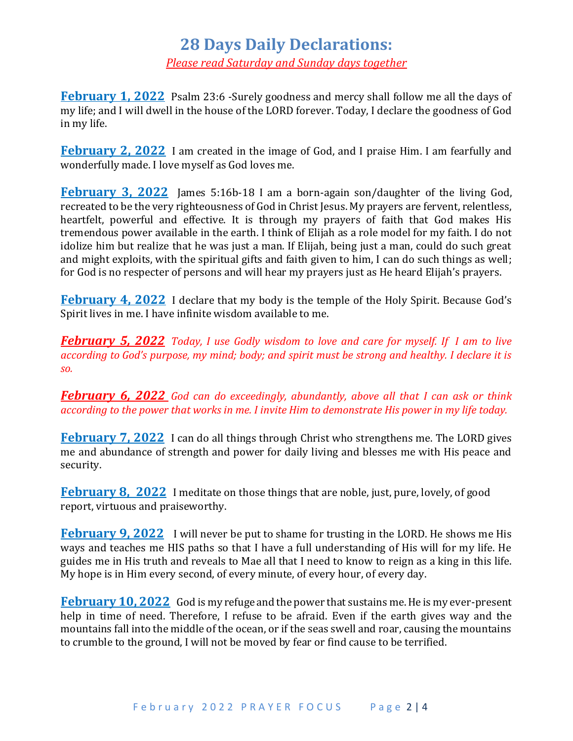# 28 Days Daily Declarations:

*Please read Saturday and Sunday days together*

**February 1, 2022** Psalm 23:6 -Surely goodness and mercy shall follow me all the days of my life; and I will dwell in the house of the LORD forever. Today, I declare the goodness of God in my life.

**February 2, 2022** I am created in the image of God, and I praise Him. I am fearfully and wonderfully made. I love myself as God loves me.

**February 3, 2022** James 5:16b-18 I am a born-again son/daughter of the living God, recreated to be the very righteousness of God in Christ Jesus. My prayers are fervent, relentless, heartfelt, powerful and effective. It is through my prayers of faith that God makes His tremendous power available in the earth. I think of Elijah as a role model for my faith. I do not idolize him but realize that he was just a man. If Elijah, being just a man, could do such great and might exploits, with the spiritual gifts and faith given to him, I can do such things as well; for God is no respecter of persons and will hear my prayers just as He heard Elijah's prayers.

**February 4, 2022** I declare that my body is the temple of the Holy Spirit. Because God's Spirit lives in me. I have infinite wisdom available to me.

***February 5, 2022*** *Today, I use Godly wisdom to love and care for myself. If I am to live according to God's purpose, my mind; body; and spirit must be strong and healthy. I declare it is so.*

***February 6, 2022*** *God can do exceedingly, abundantly, above all that I can ask or think according to the power that works in me. I invite Him to demonstrate His power in my life today.*

**February 7, 2022** I can do all things through Christ who strengthens me. The LORD gives me and abundance of strength and power for daily living and blesses me with His peace and security.

**February 8, 2022** I meditate on those things that are noble, just, pure, lovely, of good report, virtuous and praiseworthy.

**February 9, 2022** I will never be put to shame for trusting in the LORD. He shows me His ways and teaches me HIS paths so that I have a full understanding of His will for my life. He guides me in His truth and reveals to Mae all that I need to know to reign as a king in this life. My hope is in Him every second, of every minute, of every hour, of every day.

**February 10, 2022** God is my refuge and the power that sustains me. He is my ever-present help in time of need. Therefore, I refuse to be afraid. Even if the earth gives way and the mountains fall into the middle of the ocean, or if the seas swell and roar, causing the mountains to crumble to the ground, I will not be moved by fear or find cause to be terrified.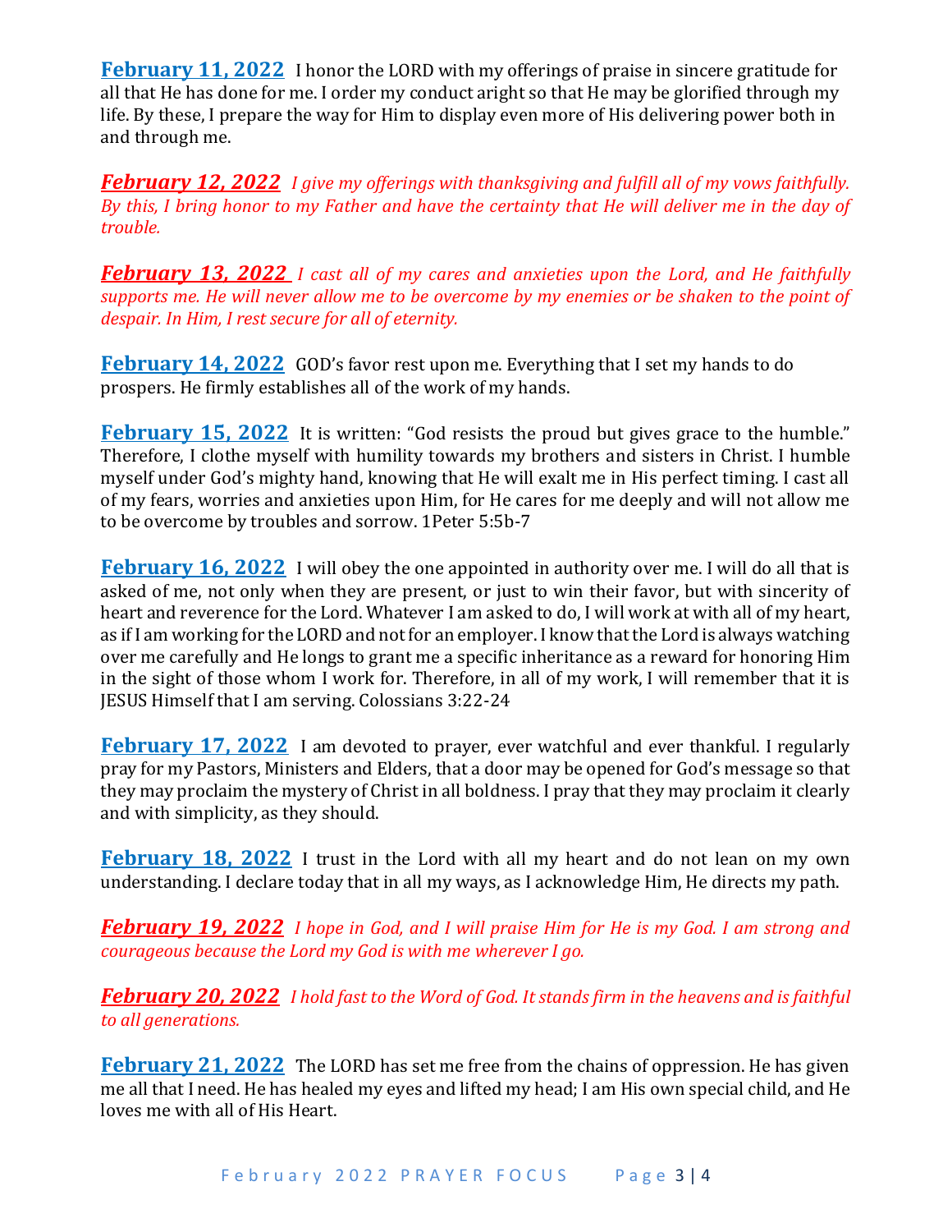**February 11, 2022** I honor the LORD with my offerings of praise in sincere gratitude for all that He has done for me. I order my conduct aright so that He may be glorified through my life. By these, I prepare the way for Him to display even more of His delivering power both in and through me.

***February 12, 2022*** *I give my offerings with thanksgiving and fulfill all of my vows faithfully. By this, I bring honor to my Father and have the certainty that He will deliver me in the day of trouble.*

***February 13, 2022*** *I cast all of my cares and anxieties upon the Lord, and He faithfully supports me. He will never allow me to be overcome by my enemies or be shaken to the point of despair. In Him, I rest secure for all of eternity.*

**February 14, 2022** GOD's favor rest upon me. Everything that I set my hands to do prospers. He firmly establishes all of the work of my hands.

**February 15, 2022** It is written: "God resists the proud but gives grace to the humble." Therefore, I clothe myself with humility towards my brothers and sisters in Christ. I humble myself under God's mighty hand, knowing that He will exalt me in His perfect timing. I cast all of my fears, worries and anxieties upon Him, for He cares for me deeply and will not allow me to be overcome by troubles and sorrow. 1Peter 5:5b-7

**February 16, 2022** I will obey the one appointed in authority over me. I will do all that is asked of me, not only when they are present, or just to win their favor, but with sincerity of heart and reverence for the Lord. Whatever I am asked to do, I will work at with all of my heart, as if I am working for the LORD and not for an employer. I know that the Lord is always watching over me carefully and He longs to grant me a specific inheritance as a reward for honoring Him in the sight of those whom I work for. Therefore, in all of my work, I will remember that it is JESUS Himself that I am serving. Colossians 3:22-24

**February 17, 2022** I am devoted to prayer, ever watchful and ever thankful. I regularly pray for my Pastors, Ministers and Elders, that a door may be opened for God's message so that they may proclaim the mystery of Christ in all boldness. I pray that they may proclaim it clearly and with simplicity, as they should.

**February 18, 2022** I trust in the Lord with all my heart and do not lean on my own understanding. I declare today that in all my ways, as I acknowledge Him, He directs my path.

***February 19, 2022*** *I hope in God, and I will praise Him for He is my God. I am strong and courageous because the Lord my God is with me wherever I go.*

***February 20, 2022*** *I hold fast to the Word of God. It stands firm in the heavens and is faithful to all generations.*

**February 21, 2022** The LORD has set me free from the chains of oppression. He has given me all that I need. He has healed my eyes and lifted my head; I am His own special child, and He loves me with all of His Heart.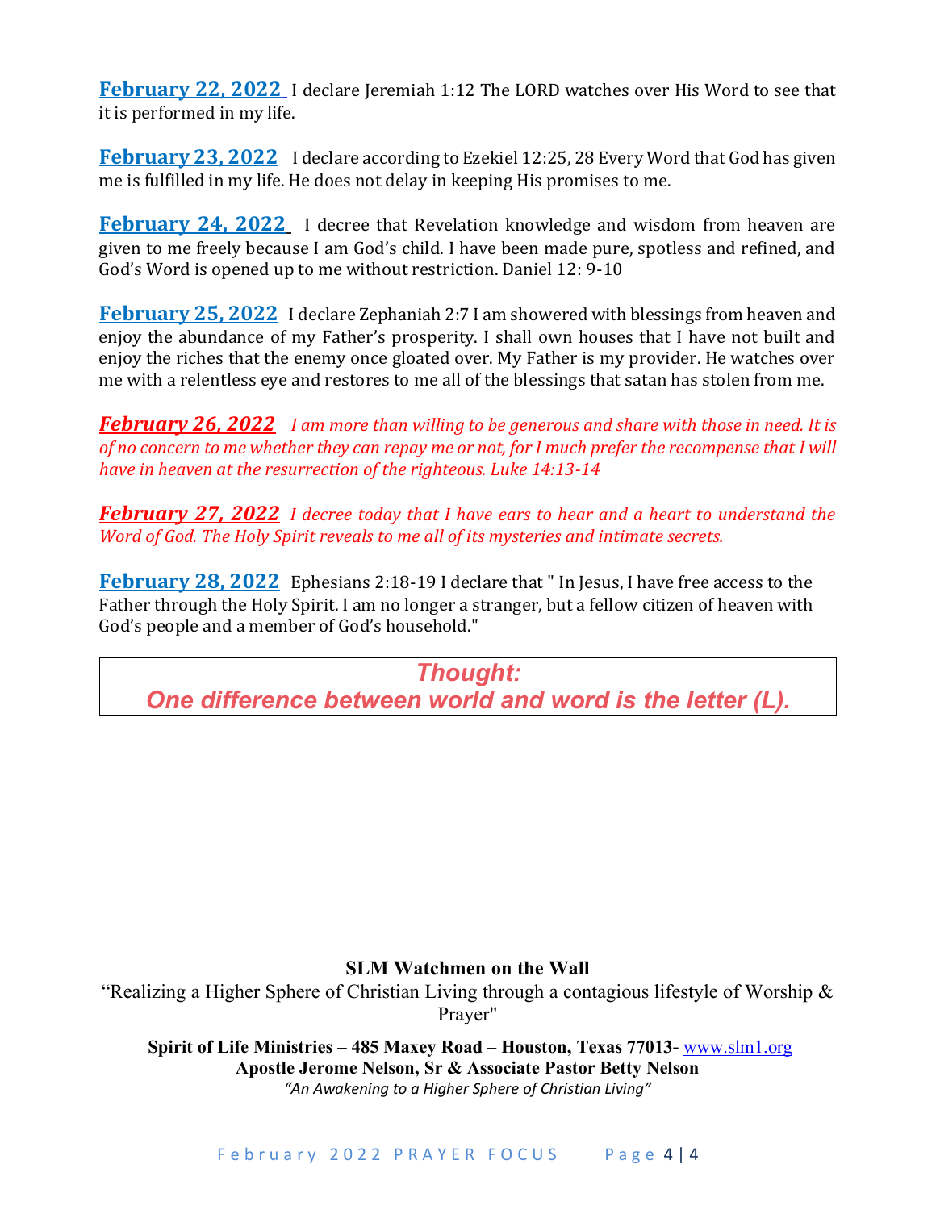**February 22, 2022** I declare Jeremiah 1:12 The LORD watches over His Word to see that it is performed in my life.

**February 23, 2022** I declare according to Ezekiel 12:25, 28 Every Word that God has given me is fulfilled in my life. He does not delay in keeping His promises to me.

**February 24, 2022** I decree that Revelation knowledge and wisdom from heaven are given to me freely because I am God's child. I have been made pure, spotless and refined, and God's Word is opened up to me without restriction. Daniel 12: 9-10

**February 25, 2022** I declare Zephaniah 2:7 I am showered with blessings from heaven and enjoy the abundance of my Father's prosperity. I shall own houses that I have not built and enjoy the riches that the enemy once gloated over. My Father is my provider. He watches over me with a relentless eye and restores to me all of the blessings that satan has stolen from me.

***February 26, 2022*** *I am more than willing to be generous and share with those in need. It is of no concern to me whether they can repay me or not, for I much prefer the recompense that I will have in heaven at the resurrection of the righteous. Luke 14:13-14*

***February 27, 2022*** *I decree today that I have ears to hear and a heart to understand the Word of God. The Holy Spirit reveals to me all of its mysteries and intimate secrets.*

**February 28, 2022** Ephesians 2:18-19 I declare that " In Jesus, I have free access to the Father through the Holy Spirit. I am no longer a stranger, but a fellow citizen of heaven with God's people and a member of God's household."

*Thought:*
*One difference between world and word is the letter (L).*

**SLM Watchmen on the Wall**

"Realizing a Higher Sphere of Christian Living through a contagious lifestyle of Worship & Prayer"

**Spirit of Life Ministries – 485 Maxey Road – Houston, Texas 77013-** www.slm1.org
**Apostle Jerome Nelson, Sr & Associate Pastor Betty Nelson**
*"An Awakening to a Higher Sphere of Christian Living"*